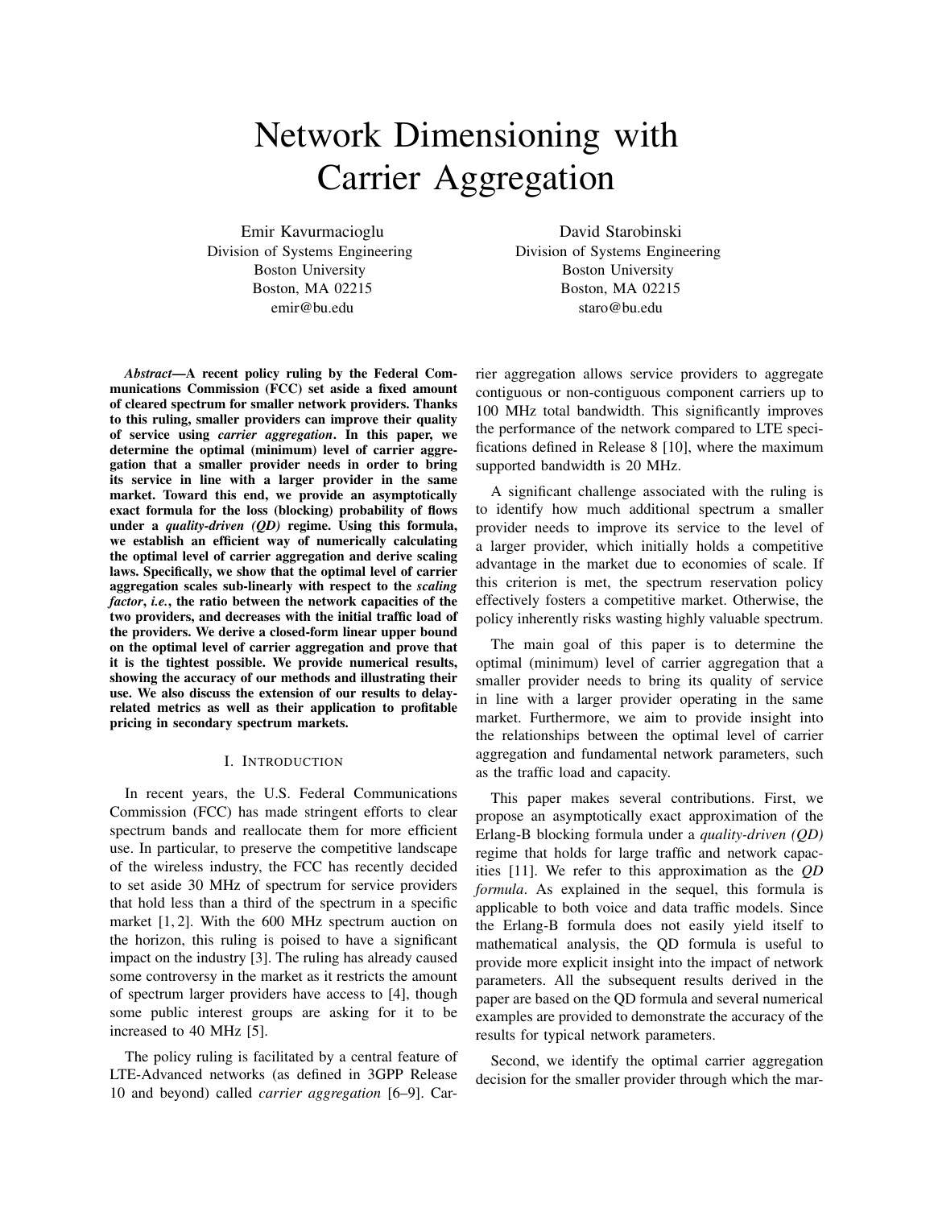# Network Dimensioning with Carrier Aggregation

Emir Kavurmacioglu
Division of Systems Engineering
Boston University
Boston, MA 02215
emir@bu.edu

David Starobinski
Division of Systems Engineering
Boston University
Boston, MA 02215
staro@bu.edu

***Abstract*—A recent policy ruling by the Federal Communications Commission (FCC) set aside a fixed amount of cleared spectrum for smaller network providers. Thanks to this ruling, smaller providers can improve their quality of service using *carrier aggregation*. In this paper, we determine the optimal (minimum) level of carrier aggregation that a smaller provider needs in order to bring its service in line with a larger provider in the same market. Toward this end, we provide an asymptotically exact formula for the loss (blocking) probability of flows under a *quality-driven (QD)* regime. Using this formula, we establish an efficient way of numerically calculating the optimal level of carrier aggregation and derive scaling laws. Specifically, we show that the optimal level of carrier aggregation scales sub-linearly with respect to the *scaling factor*, *i.e.*, the ratio between the network capacities of the two providers, and decreases with the initial traffic load of the providers. We derive a closed-form linear upper bound on the optimal level of carrier aggregation and prove that it is the tightest possible. We provide numerical results, showing the accuracy of our methods and illustrating their use. We also discuss the extension of our results to delay-related metrics as well as their application to profitable pricing in secondary spectrum markets.**

## I. Introduction

In recent years, the U.S. Federal Communications Commission (FCC) has made stringent efforts to clear spectrum bands and reallocate them for more efficient use. In particular, to preserve the competitive landscape of the wireless industry, the FCC has recently decided to set aside 30 MHz of spectrum for service providers that hold less than a third of the spectrum in a specific market [1, 2]. With the 600 MHz spectrum auction on the horizon, this ruling is poised to have a significant impact on the industry [3]. The ruling has already caused some controversy in the market as it restricts the amount of spectrum larger providers have access to [4], though some public interest groups are asking for it to be increased to 40 MHz [5].

The policy ruling is facilitated by a central feature of LTE-Advanced networks (as defined in 3GPP Release 10 and beyond) called *carrier aggregation* [6–9]. Carrier aggregation allows service providers to aggregate contiguous or non-contiguous component carriers up to 100 MHz total bandwidth. This significantly improves the performance of the network compared to LTE specifications defined in Release 8 [10], where the maximum supported bandwidth is 20 MHz.

A significant challenge associated with the ruling is to identify how much additional spectrum a smaller provider needs to improve its service to the level of a larger provider, which initially holds a competitive advantage in the market due to economies of scale. If this criterion is met, the spectrum reservation policy effectively fosters a competitive market. Otherwise, the policy inherently risks wasting highly valuable spectrum.

The main goal of this paper is to determine the optimal (minimum) level of carrier aggregation that a smaller provider needs to bring its quality of service in line with a larger provider operating in the same market. Furthermore, we aim to provide insight into the relationships between the optimal level of carrier aggregation and fundamental network parameters, such as the traffic load and capacity.

This paper makes several contributions. First, we propose an asymptotically exact approximation of the Erlang-B blocking formula under a *quality-driven (QD)* regime that holds for large traffic and network capacities [11]. We refer to this approximation as the *QD formula*. As explained in the sequel, this formula is applicable to both voice and data traffic models. Since the Erlang-B formula does not easily yield itself to mathematical analysis, the QD formula is useful to provide more explicit insight into the impact of network parameters. All the subsequent results derived in the paper are based on the QD formula and several numerical examples are provided to demonstrate the accuracy of the results for typical network parameters.

Second, we identify the optimal carrier aggregation decision for the smaller provider through which the mar-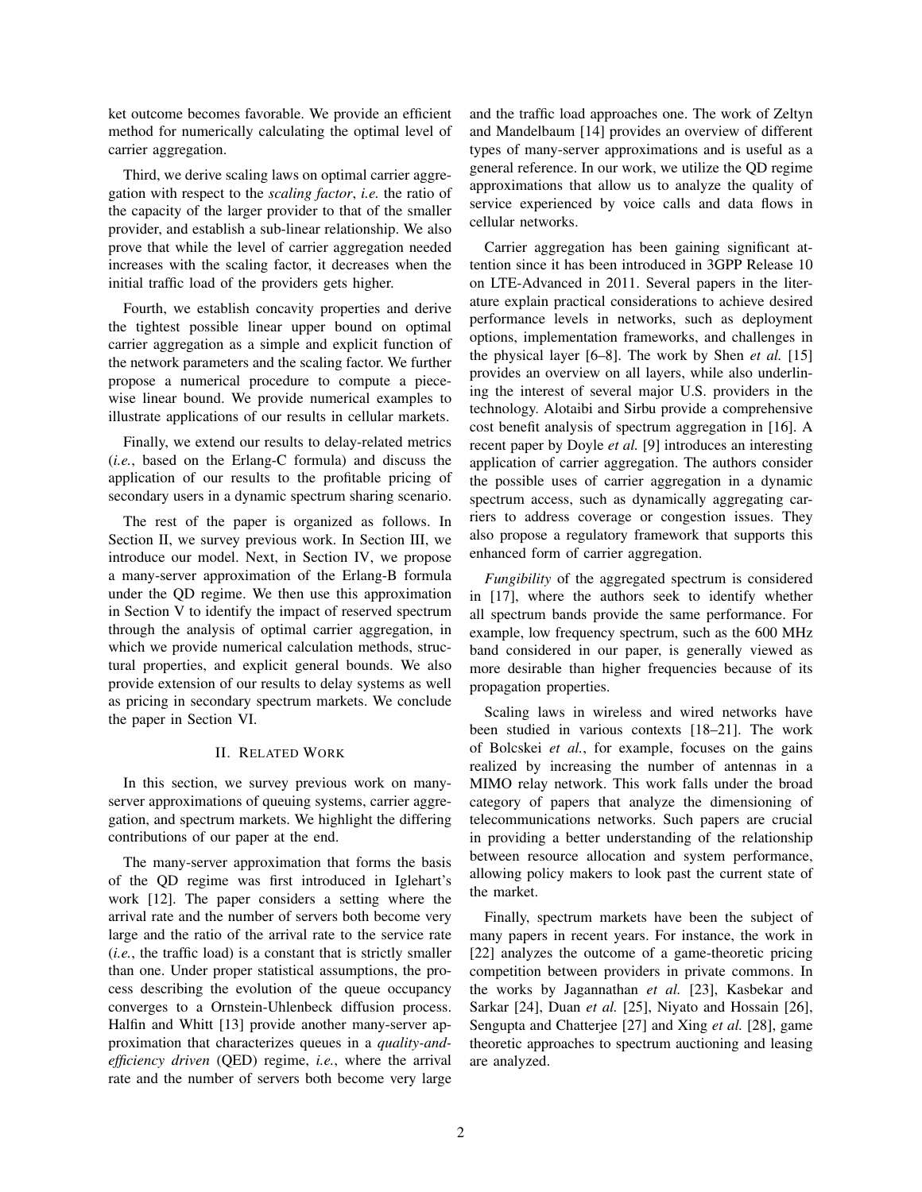ket outcome becomes favorable. We provide an efficient method for numerically calculating the optimal level of carrier aggregation.

Third, we derive scaling laws on optimal carrier aggregation with respect to the *scaling factor*, *i.e.* the ratio of the capacity of the larger provider to that of the smaller provider, and establish a sub-linear relationship. We also prove that while the level of carrier aggregation needed increases with the scaling factor, it decreases when the initial traffic load of the providers gets higher.

Fourth, we establish concavity properties and derive the tightest possible linear upper bound on optimal carrier aggregation as a simple and explicit function of the network parameters and the scaling factor. We further propose a numerical procedure to compute a piecewise linear bound. We provide numerical examples to illustrate applications of our results in cellular markets.

Finally, we extend our results to delay-related metrics (*i.e.*, based on the Erlang-C formula) and discuss the application of our results to the profitable pricing of secondary users in a dynamic spectrum sharing scenario.

The rest of the paper is organized as follows. In Section II, we survey previous work. In Section III, we introduce our model. Next, in Section IV, we propose a many-server approximation of the Erlang-B formula under the QD regime. We then use this approximation in Section V to identify the impact of reserved spectrum through the analysis of optimal carrier aggregation, in which we provide numerical calculation methods, structural properties, and explicit general bounds. We also provide extension of our results to delay systems as well as pricing in secondary spectrum markets. We conclude the paper in Section VI.

## II. Related Work

In this section, we survey previous work on many-server approximations of queuing systems, carrier aggregation, and spectrum markets. We highlight the differing contributions of our paper at the end.

The many-server approximation that forms the basis of the QD regime was first introduced in Iglehart's work [12]. The paper considers a setting where the arrival rate and the number of servers both become very large and the ratio of the arrival rate to the service rate (*i.e.*, the traffic load) is a constant that is strictly smaller than one. Under proper statistical assumptions, the process describing the evolution of the queue occupancy converges to a Ornstein-Uhlenbeck diffusion process. Halfin and Whitt [13] provide another many-server approximation that characterizes queues in a *quality-and-efficiency driven* (QED) regime, *i.e.*, where the arrival rate and the number of servers both become very large and the traffic load approaches one. The work of Zeltyn and Mandelbaum [14] provides an overview of different types of many-server approximations and is useful as a general reference. In our work, we utilize the QD regime approximations that allow us to analyze the quality of service experienced by voice calls and data flows in cellular networks.

Carrier aggregation has been gaining significant attention since it has been introduced in 3GPP Release 10 on LTE-Advanced in 2011. Several papers in the literature explain practical considerations to achieve desired performance levels in networks, such as deployment options, implementation frameworks, and challenges in the physical layer [6–8]. The work by Shen *et al.* [15] provides an overview on all layers, while also underlining the interest of several major U.S. providers in the technology. Alotaibi and Sirbu provide a comprehensive cost benefit analysis of spectrum aggregation in [16]. A recent paper by Doyle *et al.* [9] introduces an interesting application of carrier aggregation. The authors consider the possible uses of carrier aggregation in a dynamic spectrum access, such as dynamically aggregating carriers to address coverage or congestion issues. They also propose a regulatory framework that supports this enhanced form of carrier aggregation.

*Fungibility* of the aggregated spectrum is considered in [17], where the authors seek to identify whether all spectrum bands provide the same performance. For example, low frequency spectrum, such as the 600 MHz band considered in our paper, is generally viewed as more desirable than higher frequencies because of its propagation properties.

Scaling laws in wireless and wired networks have been studied in various contexts [18–21]. The work of Bolcskei *et al.*, for example, focuses on the gains realized by increasing the number of antennas in a MIMO relay network. This work falls under the broad category of papers that analyze the dimensioning of telecommunications networks. Such papers are crucial in providing a better understanding of the relationship between resource allocation and system performance, allowing policy makers to look past the current state of the market.

Finally, spectrum markets have been the subject of many papers in recent years. For instance, the work in [22] analyzes the outcome of a game-theoretic pricing competition between providers in private commons. In the works by Jagannathan *et al.* [23], Kasbekar and Sarkar [24], Duan *et al.* [25], Niyato and Hossain [26], Sengupta and Chatterjee [27] and Xing *et al.* [28], game theoretic approaches to spectrum auctioning and leasing are analyzed.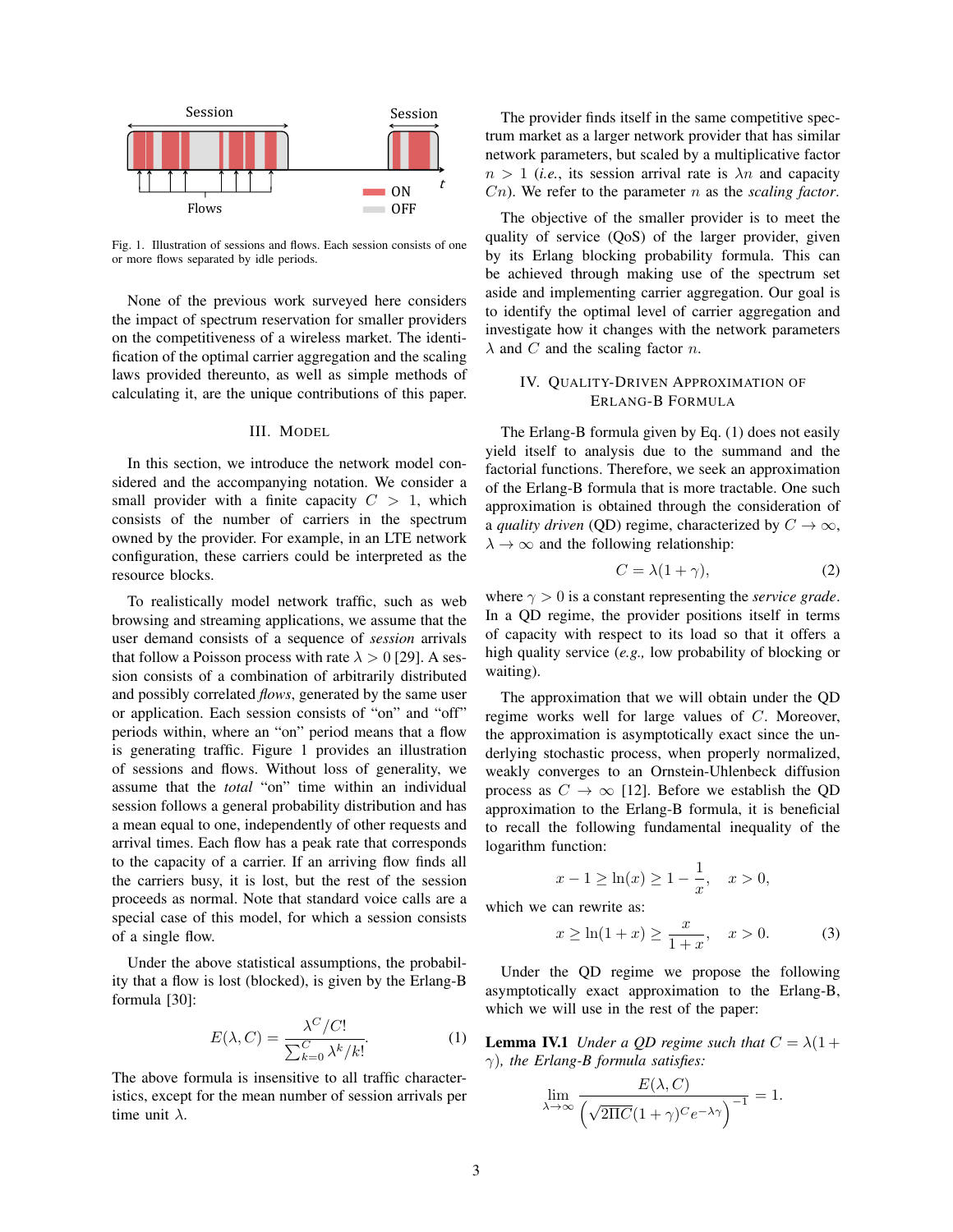Fig. 1. Illustration of sessions and flows. Each session consists of one or more flows separated by idle periods.

None of the previous work surveyed here considers the impact of spectrum reservation for smaller providers on the competitiveness of a wireless market. The identification of the optimal carrier aggregation and the scaling laws provided thereunto, as well as simple methods of calculating it, are the unique contributions of this paper.

## III. Model

In this section, we introduce the network model considered and the accompanying notation. We consider a small provider with a finite capacity $C > 1$, which consists of the number of carriers in the spectrum owned by the provider. For example, in an LTE network configuration, these carriers could be interpreted as the resource blocks.

To realistically model network traffic, such as web browsing and streaming applications, we assume that the user demand consists of a sequence of *session* arrivals that follow a Poisson process with rate $\lambda > 0$ [29]. A session consists of a combination of arbitrarily distributed and possibly correlated *flows*, generated by the same user or application. Each session consists of "on" and "off" periods within, where an "on" period means that a flow is generating traffic. Figure 1 provides an illustration of sessions and flows. Without loss of generality, we assume that the *total* "on" time within an individual session follows a general probability distribution and has a mean equal to one, independently of other requests and arrival times. Each flow has a peak rate that corresponds to the capacity of a carrier. If an arriving flow finds all the carriers busy, it is lost, but the rest of the session proceeds as normal. Note that standard voice calls are a special case of this model, for which a session consists of a single flow.

Under the above statistical assumptions, the probability that a flow is lost (blocked), is given by the Erlang-B formula [30]:

$$E(\lambda, C) = \frac{\lambda^C / C!}{\sum_{k=0}^{C} \lambda^k / k!}. \qquad (1)$$

The above formula is insensitive to all traffic characteristics, except for the mean number of session arrivals per time unit $\lambda$.

The provider finds itself in the same competitive spectrum market as a larger network provider that has similar network parameters, but scaled by a multiplicative factor $n > 1$ (*i.e.*, its session arrival rate is $\lambda n$ and capacity $Cn$). We refer to the parameter $n$ as the *scaling factor*.

The objective of the smaller provider is to meet the quality of service (QoS) of the larger provider, given by its Erlang blocking probability formula. This can be achieved through making use of the spectrum set aside and implementing carrier aggregation. Our goal is to identify the optimal level of carrier aggregation and investigate how it changes with the network parameters $\lambda$ and $C$ and the scaling factor $n$.

## IV. Quality-Driven Approximation of Erlang-B Formula

The Erlang-B formula given by Eq. (1) does not easily yield itself to analysis due to the summand and the factorial functions. Therefore, we seek an approximation of the Erlang-B formula that is more tractable. One such approximation is obtained through the consideration of a *quality driven* (QD) regime, characterized by $C \to \infty$, $\lambda \to \infty$ and the following relationship:

$$C = \lambda(1 + \gamma), \qquad (2)$$

where $\gamma > 0$ is a constant representing the *service grade*. In a QD regime, the provider positions itself in terms of capacity with respect to its load so that it offers a high quality service (*e.g.,* low probability of blocking or waiting).

The approximation that we will obtain under the QD regime works well for large values of $C$. Moreover, the approximation is asymptotically exact since the underlying stochastic process, when properly normalized, weakly converges to an Ornstein-Uhlenbeck diffusion process as $C \to \infty$ [12]. Before we establish the QD approximation to the Erlang-B formula, it is beneficial to recall the following fundamental inequality of the logarithm function:

$$x - 1 \geq \ln(x) \geq 1 - \frac{1}{x}, \quad x > 0,$$

which we can rewrite as:

$$x \geq \ln(1 + x) \geq \frac{x}{1 + x}, \quad x > 0. \qquad (3)$$

Under the QD regime we propose the following asymptotically exact approximation to the Erlang-B, which we will use in the rest of the paper:

**Lemma IV.1** *Under a QD regime such that $C = \lambda(1 + \gamma)$, the Erlang-B formula satisfies:*

$$\lim_{\lambda \to \infty} \frac{E(\lambda, C)}{\left(\sqrt{2\Pi C}(1 + \gamma)^C e^{-\lambda\gamma}\right)^{-1}} = 1.$$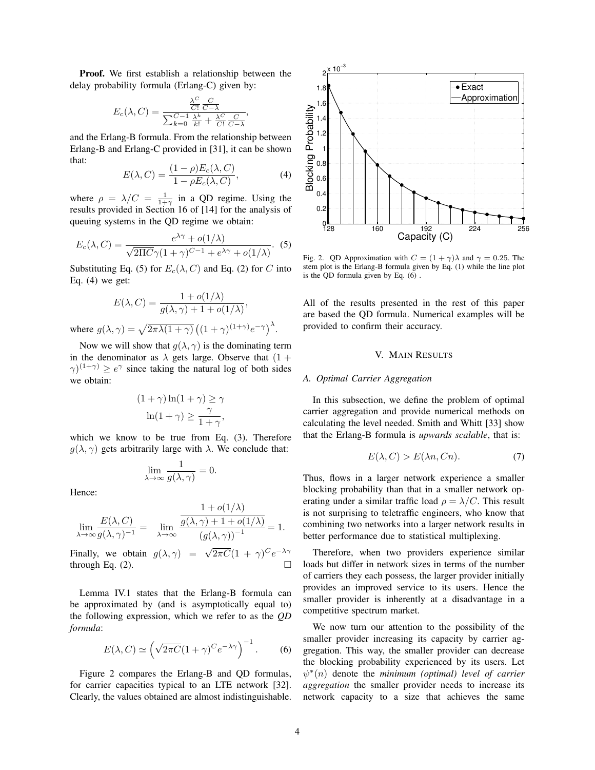**Proof.** We first establish a relationship between the delay probability formula (Erlang-C) given by:

$$E_c(\lambda, C) = \frac{\frac{\lambda^C}{C!}\frac{C}{C-\lambda}}{\sum_{k=0}^{C-1}\frac{\lambda^k}{k!} + \frac{\lambda^C}{C!}\frac{C}{C-\lambda}},$$

and the Erlang-B formula. From the relationship between Erlang-B and Erlang-C provided in [31], it can be shown that:

$$E(\lambda, C) = \frac{(1-\rho)E_c(\lambda, C)}{1-\rho E_c(\lambda, C)}, \tag{4}$$

where $\rho = \lambda/C = \frac{1}{1+\gamma}$ in a QD regime. Using the results provided in Section 16 of [14] for the analysis of queuing systems in the QD regime we obtain:

$$E_c(\lambda, C) = \frac{e^{\lambda\gamma} + o(1/\lambda)}{\sqrt{2\Pi C}\gamma(1+\gamma)^{C-1} + e^{\lambda\gamma} + o(1/\lambda)}. \tag{5}$$

Substituting Eq. (5) for $E_c(\lambda, C)$ and Eq. (2) for $C$ into Eq. (4) we get:

$$E(\lambda, C) = \frac{1 + o(1/\lambda)}{g(\lambda, \gamma) + 1 + o(1/\lambda)},$$

where $g(\lambda, \gamma) = \sqrt{2\pi\lambda(1+\gamma)}\left((1+\gamma)^{(1+\gamma)}e^{-\gamma}\right)^{\lambda}$.

Now we will show that $g(\lambda, \gamma)$ is the dominating term in the denominator as $\lambda$ gets large. Observe that $(1+\gamma)^{(1+\gamma)} \geq e^{\gamma}$ since taking the natural log of both sides we obtain:

$$(1+\gamma)\ln(1+\gamma) \geq \gamma$$
$$\ln(1+\gamma) \geq \frac{\gamma}{1+\gamma},$$

which we know to be true from Eq. (3). Therefore $g(\lambda, \gamma)$ gets arbitrarily large with $\lambda$. We conclude that:

$$\lim_{\lambda\to\infty}\frac{1}{g(\lambda, \gamma)} = 0.$$

Hence:

$$\lim_{\lambda\to\infty}\frac{E(\lambda, C)}{g(\lambda, \gamma)^{-1}} = \lim_{\lambda\to\infty}\frac{\dfrac{1 + o(1/\lambda)}{g(\lambda, \gamma) + 1 + o(1/\lambda)}}{(g(\lambda, \gamma))^{-1}} = 1.$$

Finally, we obtain $g(\lambda, \gamma) = \sqrt{2\pi C}(1+\gamma)^C e^{-\lambda\gamma}$ through Eq. (2). □

Lemma IV.1 states that the Erlang-B formula can be approximated by (and is asymptotically equal to) the following expression, which we refer to as the *QD formula*:

$$E(\lambda, C) \simeq \left(\sqrt{2\pi C}(1+\gamma)^C e^{-\lambda\gamma}\right)^{-1}. \tag{6}$$

Figure 2 compares the Erlang-B and QD formulas, for carrier capacities typical to an LTE network [32]. Clearly, the values obtained are almost indistinguishable.

Fig. 2. QD Approximation with $C = (1+\gamma)\lambda$ and $\gamma = 0.25$. The stem plot is the Erlang-B formula given by Eq. (1) while the line plot is the QD formula given by Eq. (6) .

All of the results presented in the rest of this paper are based the QD formula. Numerical examples will be provided to confirm their accuracy.

## V. Main Results

### A. Optimal Carrier Aggregation

In this subsection, we define the problem of optimal carrier aggregation and provide numerical methods on calculating the level needed. Smith and Whitt [33] show that the Erlang-B formula is *upwards scalable*, that is:

$$E(\lambda, C) > E(\lambda n, Cn). \tag{7}$$

Thus, flows in a larger network experience a smaller blocking probability than that in a smaller network operating under a similar traffic load $\rho = \lambda/C$. This result is not surprising to teletraffic engineers, who know that combining two networks into a larger network results in better performance due to statistical multiplexing.

Therefore, when two providers experience similar loads but differ in network sizes in terms of the number of carriers they each possess, the larger provider initially provides an improved service to its users. Hence the smaller provider is inherently at a disadvantage in a competitive spectrum market.

We now turn our attention to the possibility of the smaller provider increasing its capacity by carrier aggregation. This way, the smaller provider can decrease the blocking probability experienced by its users. Let $\psi^*(n)$ denote the *minimum (optimal) level of carrier aggregation* the smaller provider needs to increase its network capacity to a size that achieves the same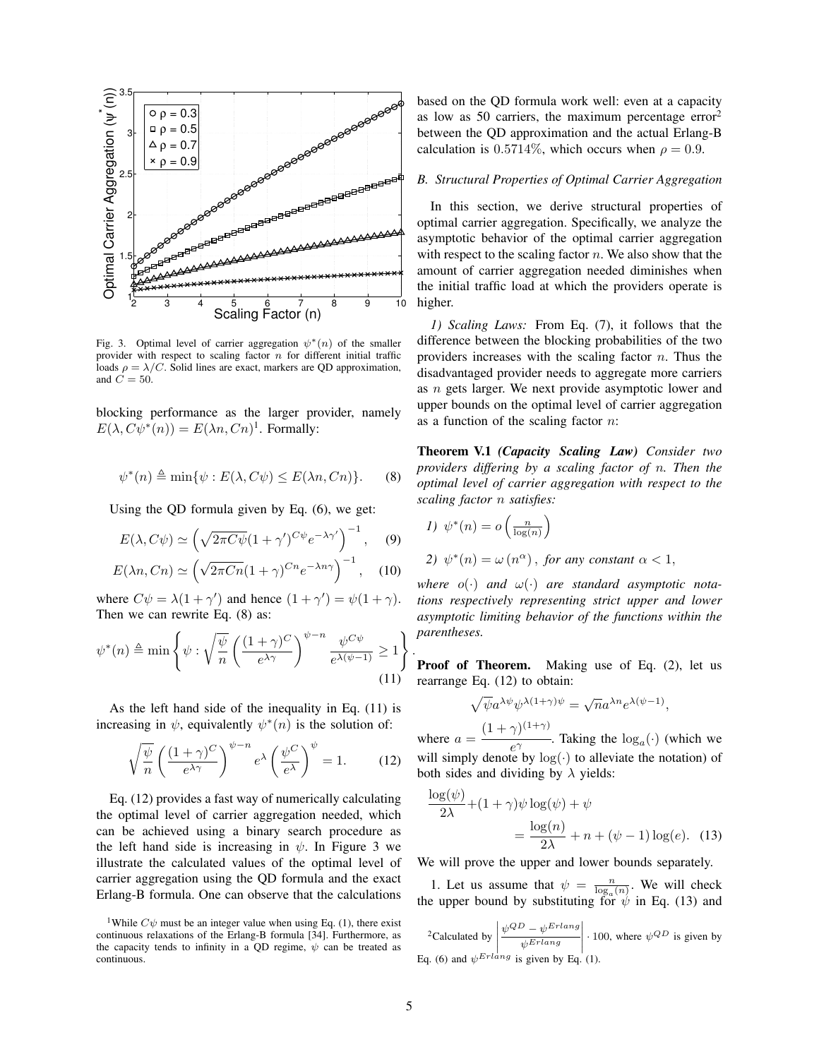Fig. 3. Optimal level of carrier aggregation $\psi^*(n)$ of the smaller provider with respect to scaling factor $n$ for different initial traffic loads $\rho = \lambda/C$. Solid lines are exact, markers are QD approximation, and $C = 50$.

blocking performance as the larger provider, namely $E(\lambda, C\psi^*(n)) = E(\lambda n, Cn)$[1]. Formally:

$$\psi^*(n) \triangleq \min\{\psi : E(\lambda, C\psi) \leq E(\lambda n, Cn)\}. \quad (8)$$

Using the QD formula given by Eq. (6), we get:

$$E(\lambda, C\psi) \simeq \left(\sqrt{2\pi C\psi}(1+\gamma')^{C\psi}e^{-\lambda\gamma'}\right)^{-1}, \quad (9)$$

$$E(\lambda n, Cn) \simeq \left(\sqrt{2\pi Cn}(1+\gamma)^{Cn}e^{-\lambda n\gamma}\right)^{-1}, \quad (10)$$

where $C\psi = \lambda(1+\gamma')$ and hence $(1+\gamma') = \psi(1+\gamma)$. Then we can rewrite Eq. (8) as:

$$\psi^*(n) \triangleq \min\left\{\psi : \sqrt{\frac{\psi}{n}}\left(\frac{(1+\gamma)^C}{e^{\lambda\gamma}}\right)^{\psi-n}\frac{\psi^{C\psi}}{e^{\lambda(\psi-1)}} \geq 1\right\}. \quad (11)$$

As the left hand side of the inequality in Eq. (11) is increasing in $\psi$, equivalently $\psi^*(n)$ is the solution of:

$$\sqrt{\frac{\psi}{n}}\left(\frac{(1+\gamma)^C}{e^{\lambda\gamma}}\right)^{\psi-n}e^{\lambda}\left(\frac{\psi^C}{e^{\lambda}}\right)^{\psi} = 1. \quad (12)$$

Eq. (12) provides a fast way of numerically calculating the optimal level of carrier aggregation needed, which can be achieved using a binary search procedure as the left hand side is increasing in $\psi$. In Figure 3 we illustrate the calculated values of the optimal level of carrier aggregation using the QD formula and the exact Erlang-B formula. One can observe that the calculations based on the QD formula work well: even at a capacity as low as 50 carriers, the maximum percentage error[2] between the QD approximation and the actual Erlang-B calculation is $0.5714\%$, which occurs when $\rho = 0.9$.

[1] While $C\psi$ must be an integer value when using Eq. (1), there exist continuous relaxations of the Erlang-B formula [34]. Furthermore, as the capacity tends to infinity in a QD regime, $\psi$ can be treated as continuous.

### *B. Structural Properties of Optimal Carrier Aggregation*

In this section, we derive structural properties of optimal carrier aggregation. Specifically, we analyze the asymptotic behavior of the optimal carrier aggregation with respect to the scaling factor $n$. We also show that the amount of carrier aggregation needed diminishes when the initial traffic load at which the providers operate is higher.

*1) Scaling Laws:* From Eq. (7), it follows that the difference between the blocking probabilities of the two providers increases with the scaling factor $n$. Thus the disadvantaged provider needs to aggregate more carriers as $n$ gets larger. We next provide asymptotic lower and upper bounds on the optimal level of carrier aggregation as a function of the scaling factor $n$:

**Theorem V.1** ***(Capacity Scaling Law)*** *Consider two providers differing by a scaling factor of $n$. Then the optimal level of carrier aggregation with respect to the scaling factor $n$ satisfies:*

*1) $\psi^*(n) = o\left(\frac{n}{\log(n)}\right)$*

*2) $\psi^*(n) = \omega\left(n^{\alpha}\right)$, for any constant $\alpha < 1$,*

*where $o(\cdot)$ and $\omega(\cdot)$ are standard asymptotic notations respectively representing strict upper and lower asymptotic limiting behavior of the functions within the parentheses.*

**Proof of Theorem.** Making use of Eq. (2), let us rearrange Eq. (12) to obtain:

$$\sqrt{\psi}a^{\lambda\psi}\psi^{\lambda(1+\gamma)\psi} = \sqrt{n}a^{\lambda n}e^{\lambda(\psi-1)},$$

where $a = \dfrac{(1+\gamma)^{(1+\gamma)}}{e^{\gamma}}$. Taking the $\log_a(\cdot)$ (which we will simply denote by $\log(\cdot)$ to alleviate the notation) of both sides and dividing by $\lambda$ yields:

$$\frac{\log(\psi)}{2\lambda} + (1+\gamma)\psi\log(\psi) + \psi = \frac{\log(n)}{2\lambda} + n + (\psi - 1)\log(e). \quad (13)$$

We will prove the upper and lower bounds separately.

1. Let us assume that $\psi = \frac{n}{\log_a(n)}$. We will check the upper bound by substituting for $\psi$ in Eq. (13) and

[2] Calculated by $\left|\dfrac{\psi^{QD} - \psi^{Erlang}}{\psi^{Erlang}}\right| \cdot 100$, where $\psi^{QD}$ is given by Eq. (6) and $\psi^{Erlang}$ is given by Eq. (1).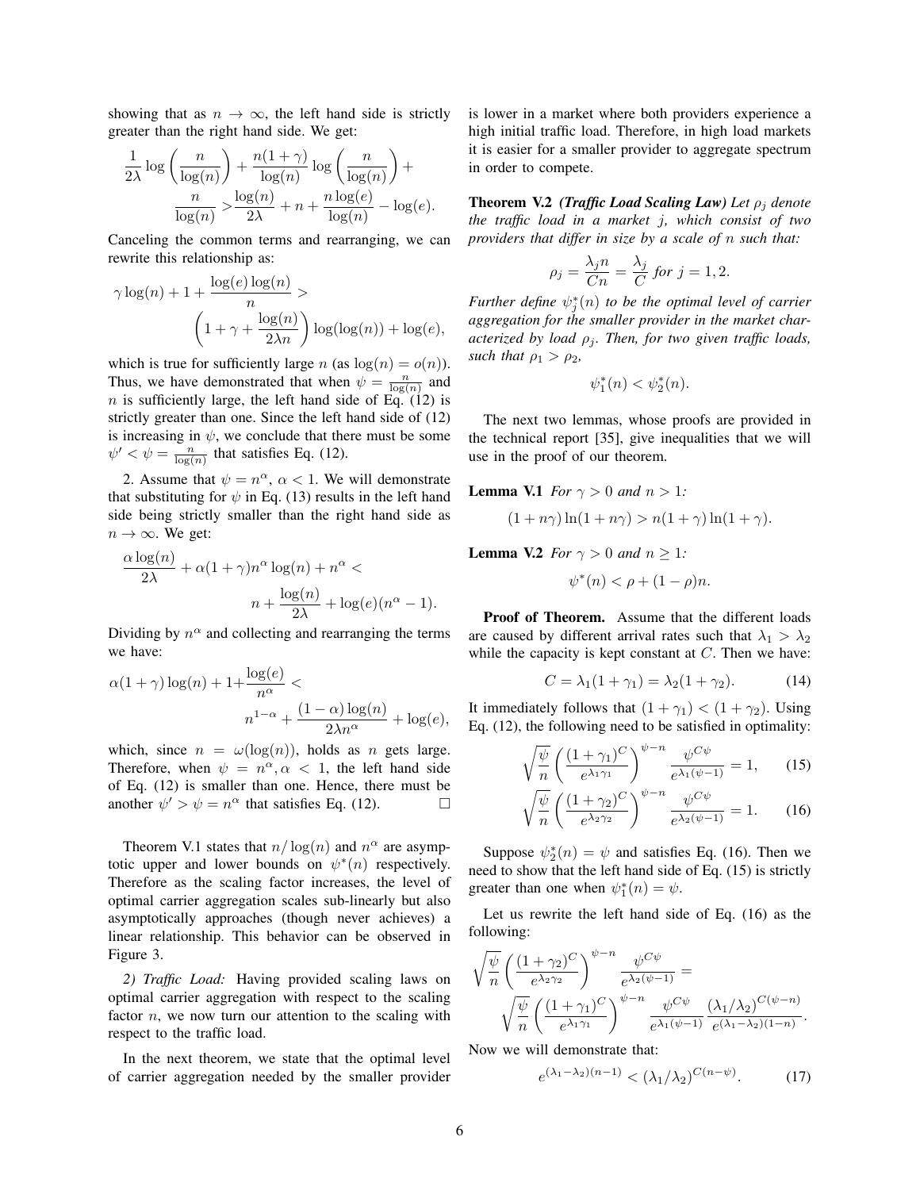showing that as $n \to \infty$, the left hand side is strictly greater than the right hand side. We get:

$$\frac{1}{2\lambda}\log\left(\frac{n}{\log(n)}\right) + \frac{n(1+\gamma)}{\log(n)}\log\left(\frac{n}{\log(n)}\right) + \frac{n}{\log(n)} > \frac{\log(n)}{2\lambda} + n + \frac{n\log(e)}{\log(n)} - \log(e).$$

Canceling the common terms and rearranging, we can rewrite this relationship as:

$$\gamma\log(n) + 1 + \frac{\log(e)\log(n)}{n} > \left(1 + \gamma + \frac{\log(n)}{2\lambda n}\right)\log(\log(n)) + \log(e),$$

which is true for sufficiently large $n$ (as $\log(n) = o(n)$). Thus, we have demonstrated that when $\psi = \frac{n}{\log(n)}$ and $n$ is sufficiently large, the left hand side of Eq. (12) is strictly greater than one. Since the left hand side of (12) is increasing in $\psi$, we conclude that there must be some $\psi' < \psi = \frac{n}{\log(n)}$ that satisfies Eq. (12).

2. Assume that $\psi = n^\alpha$, $\alpha < 1$. We will demonstrate that substituting for $\psi$ in Eq. (13) results in the left hand side being strictly smaller than the right hand side as $n \to \infty$. We get:

$$\frac{\alpha\log(n)}{2\lambda} + \alpha(1+\gamma)n^\alpha\log(n) + n^\alpha < n + \frac{\log(n)}{2\lambda} + \log(e)(n^\alpha - 1).$$

Dividing by $n^\alpha$ and collecting and rearranging the terms we have:

$$\alpha(1+\gamma)\log(n) + 1 + \frac{\log(e)}{n^\alpha} < n^{1-\alpha} + \frac{(1-\alpha)\log(n)}{2\lambda n^\alpha} + \log(e),$$

which, since $n = \omega(\log(n))$, holds as $n$ gets large. Therefore, when $\psi = n^\alpha, \alpha < 1$, the left hand side of Eq. (12) is smaller than one. Hence, there must be another $\psi' > \psi = n^\alpha$ that satisfies Eq. (12). □

Theorem V.1 states that $n/\log(n)$ and $n^\alpha$ are asymptotic upper and lower bounds on $\psi^*(n)$ respectively. Therefore as the scaling factor increases, the level of optimal carrier aggregation scales sub-linearly but also asymptotically approaches (though never achieves) a linear relationship. This behavior can be observed in Figure 3.

*2) Traffic Load:* Having provided scaling laws on optimal carrier aggregation with respect to the scaling factor $n$, we now turn our attention to the scaling with respect to the traffic load.

In the next theorem, we state that the optimal level of carrier aggregation needed by the smaller provider is lower in a market where both providers experience a high initial traffic load. Therefore, in high load markets it is easier for a smaller provider to aggregate spectrum in order to compete.

**Theorem V.2** ***(Traffic Load Scaling Law)*** *Let $\rho_j$ denote the traffic load in a market $j$, which consist of two providers that differ in size by a scale of $n$ such that:*

$$\rho_j = \frac{\lambda_j n}{Cn} = \frac{\lambda_j}{C} \text{ for } j = 1, 2.$$

*Further define $\psi_j^*(n)$ to be the optimal level of carrier aggregation for the smaller provider in the market characterized by load $\rho_j$. Then, for two given traffic loads, such that $\rho_1 > \rho_2$,*

$$\psi_1^*(n) < \psi_2^*(n).$$

The next two lemmas, whose proofs are provided in the technical report [35], give inequalities that we will use in the proof of our theorem.

**Lemma V.1** *For $\gamma > 0$ and $n > 1$:*

$$(1 + n\gamma)\ln(1 + n\gamma) > n(1+\gamma)\ln(1+\gamma).$$

**Lemma V.2** *For $\gamma > 0$ and $n \geq 1$:*

$$\psi^*(n) < \rho + (1-\rho)n.$$

**Proof of Theorem.** Assume that the different loads are caused by different arrival rates such that $\lambda_1 > \lambda_2$ while the capacity is kept constant at $C$. Then we have:

$$C = \lambda_1(1+\gamma_1) = \lambda_2(1+\gamma_2). \tag{14}$$

It immediately follows that $(1+\gamma_1) < (1+\gamma_2)$. Using Eq. (12), the following need to be satisfied in optimality:

$$\sqrt{\frac{\psi}{n}}\left(\frac{(1+\gamma_1)^C}{e^{\lambda_1\gamma_1}}\right)^{\psi-n}\frac{\psi^{C\psi}}{e^{\lambda_1(\psi-1)}} = 1, \tag{15}$$

$$\sqrt{\frac{\psi}{n}}\left(\frac{(1+\gamma_2)^C}{e^{\lambda_2\gamma_2}}\right)^{\psi-n}\frac{\psi^{C\psi}}{e^{\lambda_2(\psi-1)}} = 1. \tag{16}$$

Suppose $\psi_2^*(n) = \psi$ and satisfies Eq. (16). Then we need to show that the left hand side of Eq. (15) is strictly greater than one when $\psi_1^*(n) = \psi$.

Let us rewrite the left hand side of Eq. (16) as the following:

$$\sqrt{\frac{\psi}{n}}\left(\frac{(1+\gamma_2)^C}{e^{\lambda_2\gamma_2}}\right)^{\psi-n}\frac{\psi^{C\psi}}{e^{\lambda_2(\psi-1)}} = \sqrt{\frac{\psi}{n}}\left(\frac{(1+\gamma_1)^C}{e^{\lambda_1\gamma_1}}\right)^{\psi-n}\frac{\psi^{C\psi}}{e^{\lambda_1(\psi-1)}}\frac{(\lambda_1/\lambda_2)^{C(\psi-n)}}{e^{(\lambda_1-\lambda_2)(1-n)}}.$$

Now we will demonstrate that:

$$e^{(\lambda_1-\lambda_2)(n-1)} < (\lambda_1/\lambda_2)^{C(n-\psi)}. \tag{17}$$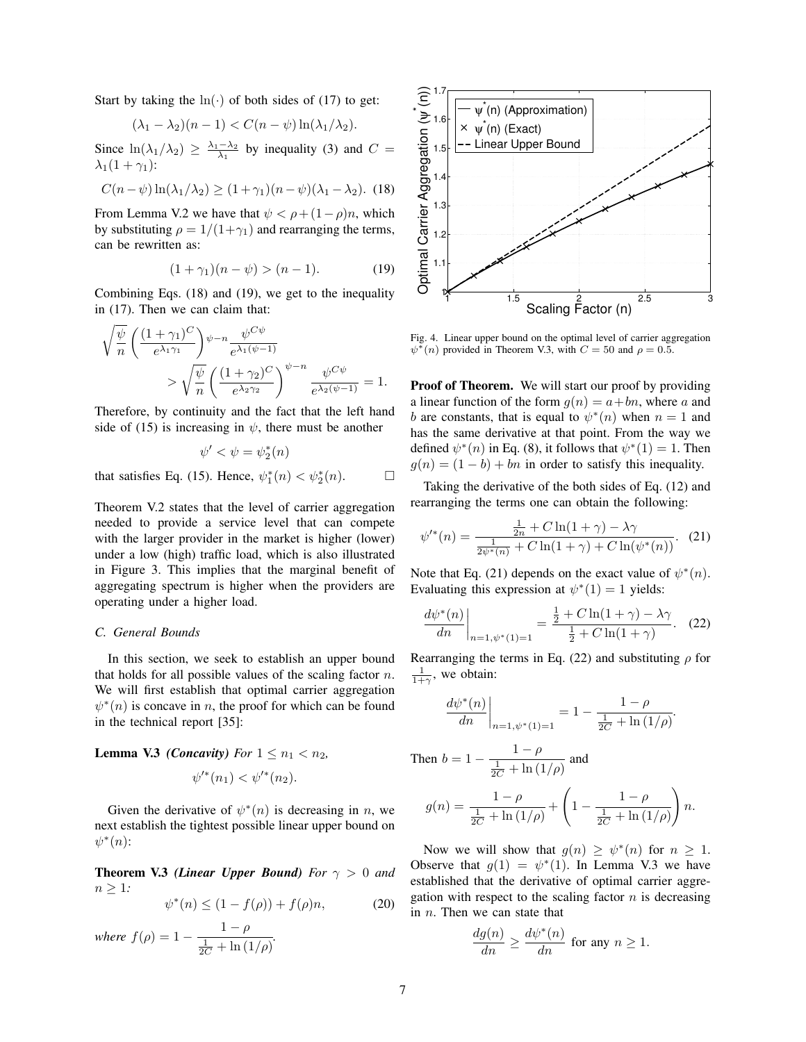Start by taking the $\ln(\cdot)$ of both sides of (17) to get:

$$(\lambda_1 - \lambda_2)(n-1) < C(n-\psi)\ln(\lambda_1/\lambda_2).$$

Since $\ln(\lambda_1/\lambda_2) \geq \frac{\lambda_1-\lambda_2}{\lambda_1}$ by inequality (3) and $C = \lambda_1(1+\gamma_1)$:

$$C(n-\psi)\ln(\lambda_1/\lambda_2) \geq (1+\gamma_1)(n-\psi)(\lambda_1-\lambda_2). \quad (18)$$

From Lemma V.2 we have that $\psi < \rho + (1-\rho)n$, which by substituting $\rho = 1/(1+\gamma_1)$ and rearranging the terms, can be rewritten as:

$$(1+\gamma_1)(n-\psi) > (n-1). \quad (19)$$

Combining Eqs. (18) and (19), we get to the inequality in (17). Then we can claim that:

$$\sqrt{\frac{\psi}{n}}\left(\frac{(1+\gamma_1)^C}{e^{\lambda_1\gamma_1}}\right)^{\psi-n}\frac{\psi^{C\psi}}{e^{\lambda_1(\psi-1)}} > \sqrt{\frac{\psi}{n}}\left(\frac{(1+\gamma_2)^C}{e^{\lambda_2\gamma_2}}\right)^{\psi-n}\frac{\psi^{C\psi}}{e^{\lambda_2(\psi-1)}} = 1.$$

Therefore, by continuity and the fact that the left hand side of (15) is increasing in $\psi$, there must be another

$$\psi' < \psi = \psi_2^*(n)$$

that satisfies Eq. (15). Hence, $\psi_1^*(n) < \psi_2^*(n)$. □

Theorem V.2 states that the level of carrier aggregation needed to provide a service level that can compete with the larger provider in the market is higher (lower) under a low (high) traffic load, which is also illustrated in Figure 3. This implies that the marginal benefit of aggregating spectrum is higher when the providers are operating under a higher load.

### C. General Bounds

In this section, we seek to establish an upper bound that holds for all possible values of the scaling factor $n$. We will first establish that optimal carrier aggregation $\psi^*(n)$ is concave in $n$, the proof for which can be found in the technical report [35]:

**Lemma V.3** ***(Concavity)*** *For $1 \leq n_1 < n_2$,*

$$\psi'^*(n_1) < \psi'^*(n_2).$$

Given the derivative of $\psi^*(n)$ is decreasing in $n$, we next establish the tightest possible linear upper bound on $\psi^*(n)$:

**Theorem V.3** ***(Linear Upper Bound)*** *For $\gamma > 0$ and $n \geq 1$:*

$$\psi^*(n) \leq (1 - f(\rho)) + f(\rho)n, \quad (20)$$

*where* $f(\rho) = 1 - \dfrac{1-\rho}{\frac{1}{2C} + \ln(1/\rho)}$.

Fig. 4. Linear upper bound on the optimal level of carrier aggregation $\psi^*(n)$ provided in Theorem V.3, with $C = 50$ and $\rho = 0.5$.

**Proof of Theorem.** We will start our proof by providing a linear function of the form $g(n) = a + bn$, where $a$ and $b$ are constants, that is equal to $\psi^*(n)$ when $n = 1$ and has the same derivative at that point. From the way we defined $\psi^*(n)$ in Eq. (8), it follows that $\psi^*(1) = 1$. Then $g(n) = (1-b) + bn$ in order to satisfy this inequality.

Taking the derivative of the both sides of Eq. (12) and rearranging the terms one can obtain the following:

$$\psi'^*(n) = \frac{\frac{1}{2n} + C\ln(1+\gamma) - \lambda\gamma}{\frac{1}{2\psi^*(n)} + C\ln(1+\gamma) + C\ln(\psi^*(n))}. \quad (21)$$

Note that Eq. (21) depends on the exact value of $\psi^*(n)$. Evaluating this expression at $\psi^*(1) = 1$ yields:

$$\left.\frac{d\psi^*(n)}{dn}\right|_{n=1,\psi^*(1)=1} = \frac{\frac{1}{2} + C\ln(1+\gamma) - \lambda\gamma}{\frac{1}{2} + C\ln(1+\gamma)}. \quad (22)$$

Rearranging the terms in Eq. (22) and substituting $\rho$ for $\frac{1}{1+\gamma}$, we obtain:

$$\left.\frac{d\psi^*(n)}{dn}\right|_{n=1,\psi^*(1)=1} = 1 - \frac{1-\rho}{\frac{1}{2C} + \ln(1/\rho)}.$$

Then $b = 1 - \dfrac{1-\rho}{\frac{1}{2C} + \ln(1/\rho)}$ and

$$g(n) = \frac{1-\rho}{\frac{1}{2C} + \ln(1/\rho)} + \left(1 - \frac{1-\rho}{\frac{1}{2C} + \ln(1/\rho)}\right)n.$$

Now we will show that $g(n) \geq \psi^*(n)$ for $n \geq 1$. Observe that $g(1) = \psi^*(1)$. In Lemma V.3 we have established that the derivative of optimal carrier aggregation with respect to the scaling factor $n$ is decreasing in $n$. Then we can state that

$$\frac{dg(n)}{dn} \geq \frac{d\psi^*(n)}{dn} \text{ for any } n \geq 1.$$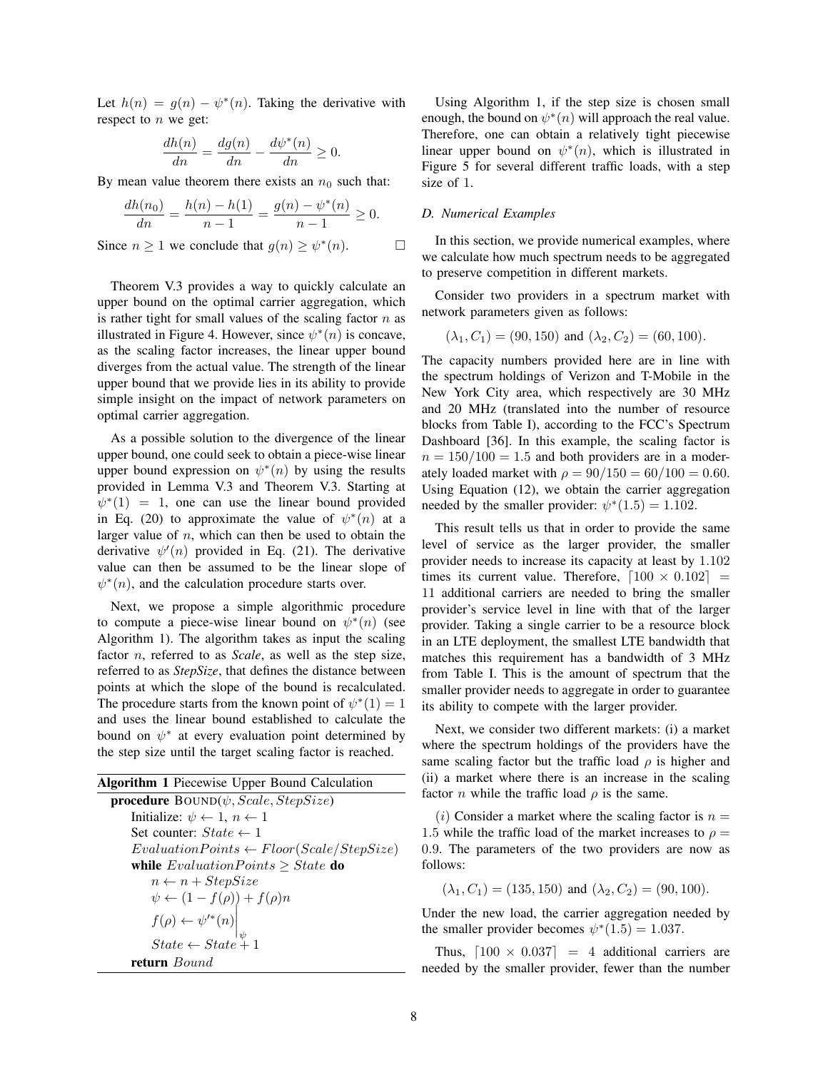Let $h(n) = g(n) - \psi^*(n)$. Taking the derivative with respect to $n$ we get:

$$\frac{dh(n)}{dn} = \frac{dg(n)}{dn} - \frac{d\psi^*(n)}{dn} \geq 0.$$

By mean value theorem there exists an $n_0$ such that:

$$\frac{dh(n_0)}{dn} = \frac{h(n) - h(1)}{n-1} = \frac{g(n) - \psi^*(n)}{n-1} \geq 0.$$

Since $n \geq 1$ we conclude that $g(n) \geq \psi^*(n)$. □

Theorem V.3 provides a way to quickly calculate an upper bound on the optimal carrier aggregation, which is rather tight for small values of the scaling factor $n$ as illustrated in Figure 4. However, since $\psi^*(n)$ is concave, as the scaling factor increases, the linear upper bound diverges from the actual value. The strength of the linear upper bound that we provide lies in its ability to provide simple insight on the impact of network parameters on optimal carrier aggregation.

As a possible solution to the divergence of the linear upper bound, one could seek to obtain a piece-wise linear upper bound expression on $\psi^*(n)$ by using the results provided in Lemma V.3 and Theorem V.3. Starting at $\psi^*(1) = 1$, one can use the linear bound provided in Eq. (20) to approximate the value of $\psi^*(n)$ at a larger value of $n$, which can then be used to obtain the derivative $\psi'(n)$ provided in Eq. (21). The derivative value can then be assumed to be the linear slope of $\psi^*(n)$, and the calculation procedure starts over.

Next, we propose a simple algorithmic procedure to compute a piece-wise linear bound on $\psi^*(n)$ (see Algorithm 1). The algorithm takes as input the scaling factor $n$, referred to as *Scale*, as well as the step size, referred to as *StepSize*, that defines the distance between points at which the slope of the bound is recalculated. The procedure starts from the known point of $\psi^*(1) = 1$ and uses the linear bound established to calculate the bound on $\psi^*$ at every evaluation point determined by the step size until the target scaling factor is reached.

**Algorithm 1** Piecewise Upper Bound Calculation

```
procedure BOUND(ψ, Scale, StepSize)
    Initialize: ψ ← 1, n ← 1
    Set counter: State ← 1
    EvaluationPoints ← Floor(Scale/StepSize)
    while EvaluationPoints ≥ State do
        n ← n + StepSize
        ψ ← (1 − f(ρ)) + f(ρ)n
        f(ρ) ← ψ'*(n)|_ψ
        State ← State + 1
    return Bound
```

Using Algorithm 1, if the step size is chosen small enough, the bound on $\psi^*(n)$ will approach the real value. Therefore, one can obtain a relatively tight piecewise linear upper bound on $\psi^*(n)$, which is illustrated in Figure 5 for several different traffic loads, with a step size of 1.

### D. Numerical Examples

In this section, we provide numerical examples, where we calculate how much spectrum needs to be aggregated to preserve competition in different markets.

Consider two providers in a spectrum market with network parameters given as follows:

$$(\lambda_1, C_1) = (90, 150) \text{ and } (\lambda_2, C_2) = (60, 100).$$

The capacity numbers provided here are in line with the spectrum holdings of Verizon and T-Mobile in the New York City area, which respectively are 30 MHz and 20 MHz (translated into the number of resource blocks from Table I), according to the FCC's Spectrum Dashboard [36]. In this example, the scaling factor is $n = 150/100 = 1.5$ and both providers are in a moderately loaded market with $\rho = 90/150 = 60/100 = 0.60$. Using Equation (12), we obtain the carrier aggregation needed by the smaller provider: $\psi^*(1.5) = 1.102$.

This result tells us that in order to provide the same level of service as the larger provider, the smaller provider needs to increase its capacity at least by $1.102$ times its current value. Therefore, $\lceil 100 \times 0.102 \rceil = 11$ additional carriers are needed to bring the smaller provider's service level in line with that of the larger provider. Taking a single carrier to be a resource block in an LTE deployment, the smallest LTE bandwidth that matches this requirement has a bandwidth of 3 MHz from Table I. This is the amount of spectrum that the smaller provider needs to aggregate in order to guarantee its ability to compete with the larger provider.

Next, we consider two different markets: (i) a market where the spectrum holdings of the providers have the same scaling factor but the traffic load $\rho$ is higher and (ii) a market where there is an increase in the scaling factor $n$ while the traffic load $\rho$ is the same.

$(i)$ Consider a market where the scaling factor is $n = 1.5$ while the traffic load of the market increases to $\rho = 0.9$. The parameters of the two providers are now as follows:

$$(\lambda_1, C_1) = (135, 150) \text{ and } (\lambda_2, C_2) = (90, 100).$$

Under the new load, the carrier aggregation needed by the smaller provider becomes $\psi^*(1.5) = 1.037$.

Thus, $\lceil 100 \times 0.037 \rceil = 4$ additional carriers are needed by the smaller provider, fewer than the number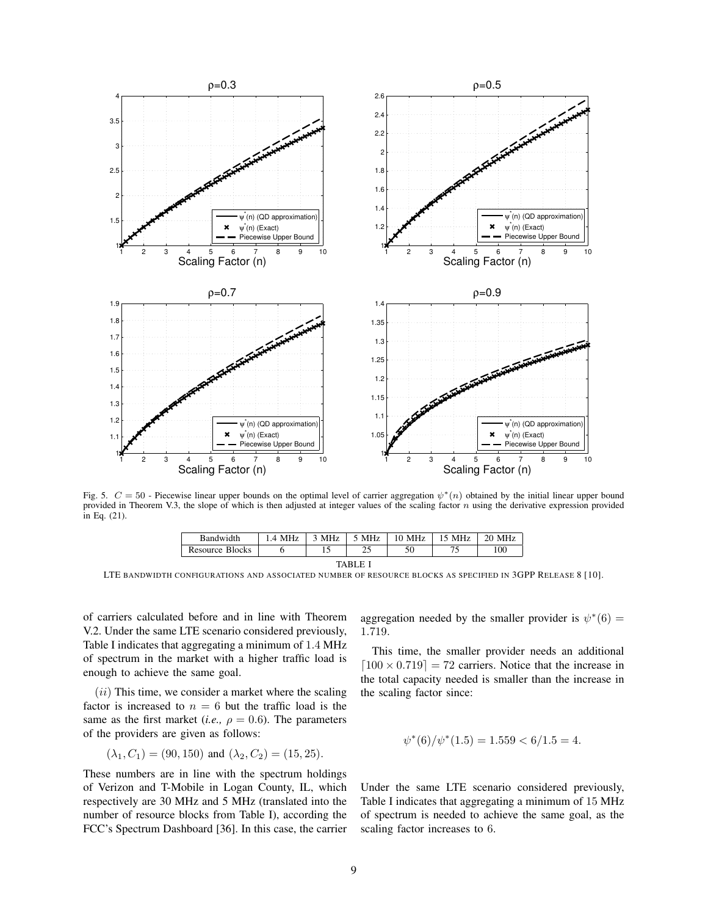Fig. 5. $C = 50$ - Piecewise linear upper bounds on the optimal level of carrier aggregation $\psi^*(n)$ obtained by the initial linear upper bound provided in Theorem V.3, the slope of which is then adjusted at integer values of the scaling factor $n$ using the derivative expression provided in Eq. (21).

| Bandwidth | 1.4 MHz | 3 MHz | 5 MHz | 10 MHz | 15 MHz | 20 MHz |
|---|---|---|---|---|---|---|
| Resource Blocks | 6 | 15 | 25 | 50 | 75 | 100 |

TABLE I

LTE BANDWIDTH CONFIGURATIONS AND ASSOCIATED NUMBER OF RESOURCE BLOCKS AS SPECIFIED IN 3GPP RELEASE 8 [10].

of carriers calculated before and in line with Theorem V.2. Under the same LTE scenario considered previously, Table I indicates that aggregating a minimum of 1.4 MHz of spectrum in the market with a higher traffic load is enough to achieve the same goal.

$(ii)$ This time, we consider a market where the scaling factor is increased to $n = 6$ but the traffic load is the same as the first market (*i.e.,* $\rho = 0.6$). The parameters of the providers are given as follows:

$$(\lambda_1, C_1) = (90, 150) \text{ and } (\lambda_2, C_2) = (15, 25).$$

These numbers are in line with the spectrum holdings of Verizon and T-Mobile in Logan County, IL, which respectively are 30 MHz and 5 MHz (translated into the number of resource blocks from Table I), according the FCC's Spectrum Dashboard [36]. In this case, the carrier aggregation needed by the smaller provider is $\psi^*(6) = 1.719$.

This time, the smaller provider needs an additional $\lceil 100 \times 0.719 \rceil = 72$ carriers. Notice that the increase in the total capacity needed is smaller than the increase in the scaling factor since:

$$\psi^*(6)/\psi^*(1.5) = 1.559 < 6/1.5 = 4.$$

Under the same LTE scenario considered previously, Table I indicates that aggregating a minimum of 15 MHz of spectrum is needed to achieve the same goal, as the scaling factor increases to 6.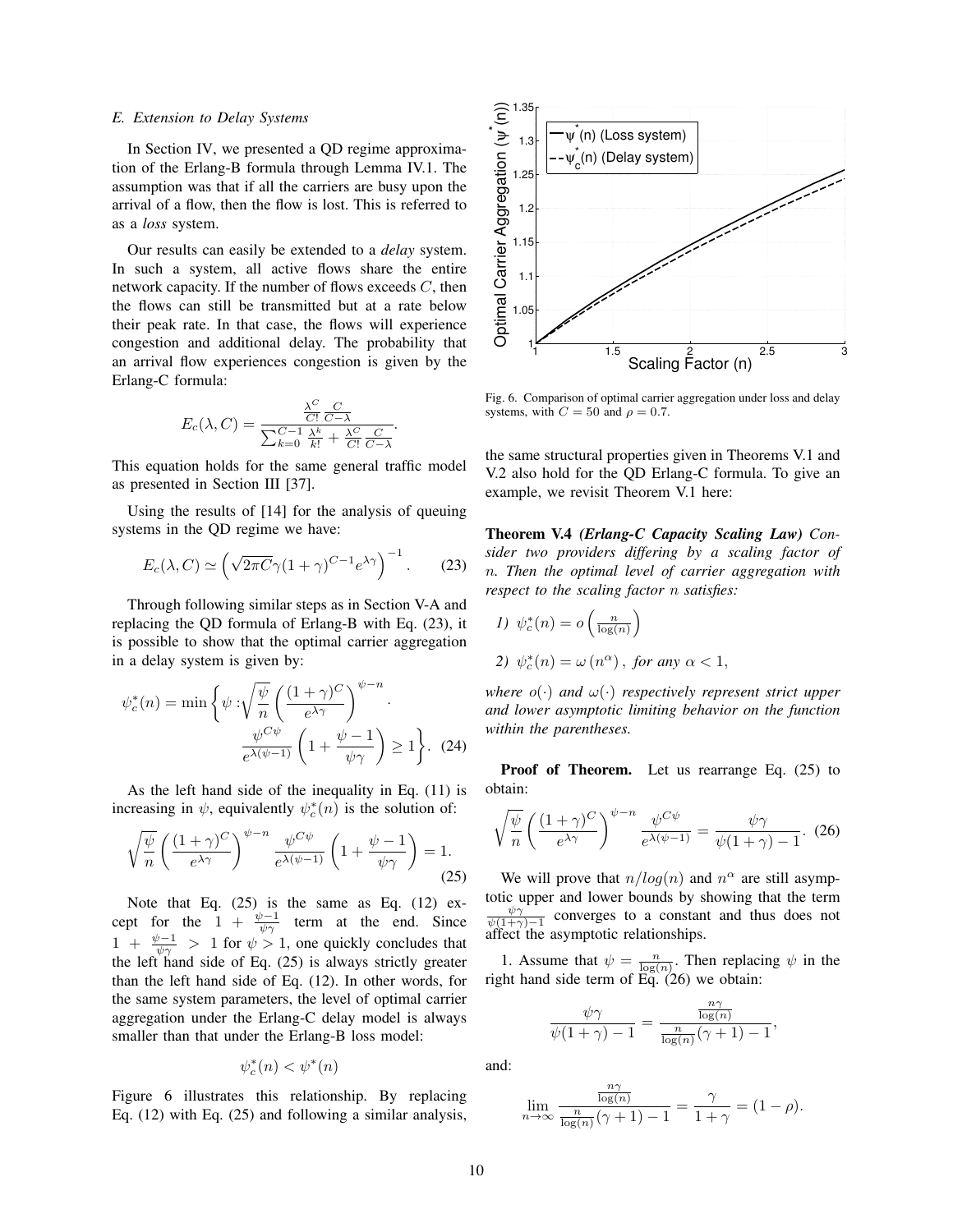### E. Extension to Delay Systems

In Section IV, we presented a QD regime approximation of the Erlang-B formula through Lemma IV.1. The assumption was that if all the carriers are busy upon the arrival of a flow, then the flow is lost. This is referred to as a *loss* system.

Our results can easily be extended to a *delay* system. In such a system, all active flows share the entire network capacity. If the number of flows exceeds $C$, then the flows can still be transmitted but at a rate below their peak rate. In that case, the flows will experience congestion and additional delay. The probability that an arrival flow experiences congestion is given by the Erlang-C formula:

$$E_c(\lambda, C) = \frac{\frac{\lambda^C}{C!}\frac{C}{C-\lambda}}{\sum_{k=0}^{C-1}\frac{\lambda^k}{k!} + \frac{\lambda^C}{C!}\frac{C}{C-\lambda}}.$$

This equation holds for the same general traffic model as presented in Section III [37].

Using the results of [14] for the analysis of queuing systems in the QD regime we have:

$$E_c(\lambda, C) \simeq \left(\sqrt{2\pi C}\gamma(1+\gamma)^{C-1}e^{\lambda\gamma}\right)^{-1}. \qquad (23)$$

Through following similar steps as in Section V-A and replacing the QD formula of Erlang-B with Eq. (23), it is possible to show that the optimal carrier aggregation in a delay system is given by:

$$\psi_c^*(n) = \min\left\{\psi : \sqrt{\frac{\psi}{n}}\left(\frac{(1+\gamma)^C}{e^{\lambda\gamma}}\right)^{\psi-n} \cdot \frac{\psi^{C\psi}}{e^{\lambda(\psi-1)}}\left(1+\frac{\psi-1}{\psi\gamma}\right) \geq 1\right\}. \quad (24)$$

As the left hand side of the inequality in Eq. (11) is increasing in $\psi$, equivalently $\psi_c^*(n)$ is the solution of:

$$\sqrt{\frac{\psi}{n}}\left(\frac{(1+\gamma)^C}{e^{\lambda\gamma}}\right)^{\psi-n}\frac{\psi^{C\psi}}{e^{\lambda(\psi-1)}}\left(1+\frac{\psi-1}{\psi\gamma}\right) = 1. \qquad (25)$$

Note that Eq. (25) is the same as Eq. (12) except for the $1 + \frac{\psi-1}{\psi\gamma}$ term at the end. Since $1 + \frac{\psi-1}{\psi\gamma} > 1$ for $\psi > 1$, one quickly concludes that the left hand side of Eq. (25) is always strictly greater than the left hand side of Eq. (12). In other words, for the same system parameters, the level of optimal carrier aggregation under the Erlang-C delay model is always smaller than that under the Erlang-B loss model:

$$\psi_c^*(n) < \psi^*(n)$$

Figure 6 illustrates this relationship. By replacing Eq. (12) with Eq. (25) and following a similar analysis, the same structural properties given in Theorems V.1 and V.2 also hold for the QD Erlang-C formula. To give an example, we revisit Theorem V.1 here:

Fig. 6. Comparison of optimal carrier aggregation under loss and delay systems, with $C = 50$ and $\rho = 0.7$.

**Theorem V.4** ***(Erlang-C Capacity Scaling Law)*** *Consider two providers differing by a scaling factor of $n$. Then the optimal level of carrier aggregation with respect to the scaling factor $n$ satisfies:*

*1) $\psi_c^*(n) = o\left(\frac{n}{\log(n)}\right)$*

*2) $\psi_c^*(n) = \omega\left(n^\alpha\right)$, for any $\alpha < 1$,*

*where $o(\cdot)$ and $\omega(\cdot)$ respectively represent strict upper and lower asymptotic limiting behavior on the function within the parentheses.*

**Proof of Theorem.** Let us rearrange Eq. (25) to obtain:

$$\sqrt{\frac{\psi}{n}}\left(\frac{(1+\gamma)^C}{e^{\lambda\gamma}}\right)^{\psi-n}\frac{\psi^{C\psi}}{e^{\lambda(\psi-1)}} = \frac{\psi\gamma}{\psi(1+\gamma)-1}. \quad (26)$$

We will prove that $n/log(n)$ and $n^\alpha$ are still asymptotic upper and lower bounds by showing that the term $\frac{\psi\gamma}{\psi(1+\gamma)-1}$ converges to a constant and thus does not affect the asymptotic relationships.

1. Assume that $\psi = \frac{n}{\log(n)}$. Then replacing $\psi$ in the right hand side term of Eq. (26) we obtain:

$$\frac{\psi\gamma}{\psi(1+\gamma)-1} = \frac{\frac{n\gamma}{\log(n)}}{\frac{n}{\log(n)}(\gamma+1)-1},$$

and:

$$\lim_{n\to\infty}\frac{\frac{n\gamma}{\log(n)}}{\frac{n}{\log(n)}(\gamma+1)-1} = \frac{\gamma}{1+\gamma} = (1-\rho).$$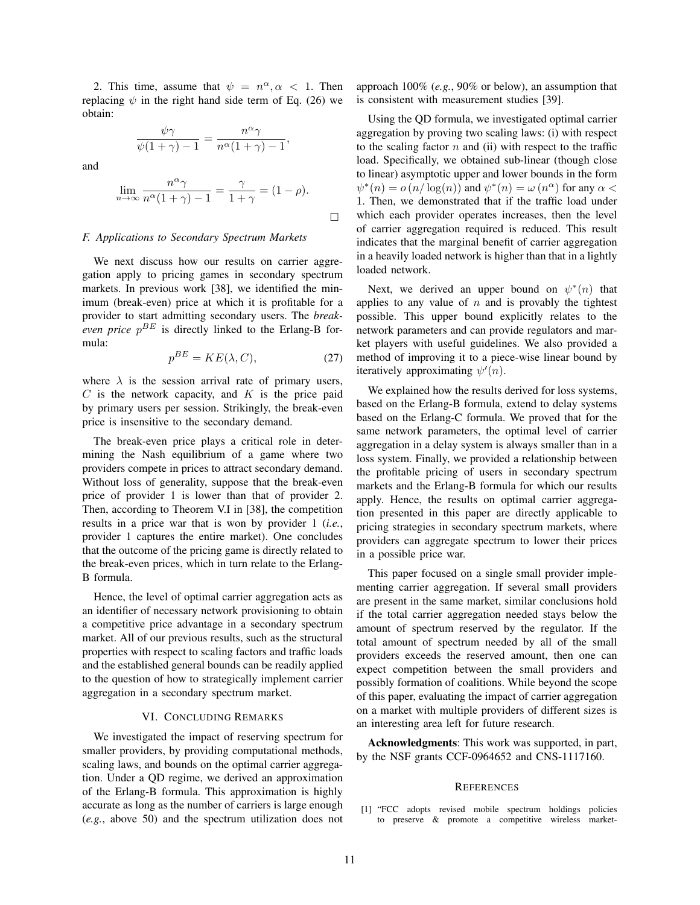2. This time, assume that $\psi = n^\alpha, \alpha < 1$. Then replacing $\psi$ in the right hand side term of Eq. (26) we obtain:

$$\frac{\psi\gamma}{\psi(1+\gamma)-1} = \frac{n^\alpha\gamma}{n^\alpha(1+\gamma)-1},$$

and

$$\lim_{n\to\infty} \frac{n^\alpha\gamma}{n^\alpha(1+\gamma)-1} = \frac{\gamma}{1+\gamma} = (1-\rho).$$

□

### F. Applications to Secondary Spectrum Markets

We next discuss how our results on carrier aggregation apply to pricing games in secondary spectrum markets. In previous work [38], we identified the minimum (break-even) price at which it is profitable for a provider to start admitting secondary users. The *break-even price* $p^{BE}$ is directly linked to the Erlang-B formula:

$$p^{BE} = KE(\lambda, C), \tag{27}$$

where $\lambda$ is the session arrival rate of primary users, $C$ is the network capacity, and $K$ is the price paid by primary users per session. Strikingly, the break-even price is insensitive to the secondary demand.

The break-even price plays a critical role in determining the Nash equilibrium of a game where two providers compete in prices to attract secondary demand. Without loss of generality, suppose that the break-even price of provider 1 is lower than that of provider 2. Then, according to Theorem V.I in [38], the competition results in a price war that is won by provider 1 (*i.e.*, provider 1 captures the entire market). One concludes that the outcome of the pricing game is directly related to the break-even prices, which in turn relate to the Erlang-B formula.

Hence, the level of optimal carrier aggregation acts as an identifier of necessary network provisioning to obtain a competitive price advantage in a secondary spectrum market. All of our previous results, such as the structural properties with respect to scaling factors and traffic loads and the established general bounds can be readily applied to the question of how to strategically implement carrier aggregation in a secondary spectrum market.

## VI. Concluding Remarks

We investigated the impact of reserving spectrum for smaller providers, by providing computational methods, scaling laws, and bounds on the optimal carrier aggregation. Under a QD regime, we derived an approximation of the Erlang-B formula. This approximation is highly accurate as long as the number of carriers is large enough (*e.g.*, above 50) and the spectrum utilization does not approach 100% (*e.g.*, 90% or below), an assumption that is consistent with measurement studies [39].

Using the QD formula, we investigated optimal carrier aggregation by proving two scaling laws: (i) with respect to the scaling factor $n$ and (ii) with respect to the traffic load. Specifically, we obtained sub-linear (though close to linear) asymptotic upper and lower bounds in the form $\psi^*(n) = o\left(n/\log(n)\right)$ and $\psi^*(n) = \omega\left(n^\alpha\right)$ for any $\alpha < 1$. Then, we demonstrated that if the traffic load under which each provider operates increases, then the level of carrier aggregation required is reduced. This result indicates that the marginal benefit of carrier aggregation in a heavily loaded network is higher than that in a lightly loaded network.

Next, we derived an upper bound on $\psi^*(n)$ that applies to any value of $n$ and is provably the tightest possible. This upper bound explicitly relates to the network parameters and can provide regulators and market players with useful guidelines. We also provided a method of improving it to a piece-wise linear bound by iteratively approximating $\psi'(n)$.

We explained how the results derived for loss systems, based on the Erlang-B formula, extend to delay systems based on the Erlang-C formula. We proved that for the same network parameters, the optimal level of carrier aggregation in a delay system is always smaller than in a loss system. Finally, we provided a relationship between the profitable pricing of users in secondary spectrum markets and the Erlang-B formula for which our results apply. Hence, the results on optimal carrier aggregation presented in this paper are directly applicable to pricing strategies in secondary spectrum markets, where providers can aggregate spectrum to lower their prices in a possible price war.

This paper focused on a single small provider implementing carrier aggregation. If several small providers are present in the same market, similar conclusions hold if the total carrier aggregation needed stays below the amount of spectrum reserved by the regulator. If the total amount of spectrum needed by all of the small providers exceeds the reserved amount, then one can expect competition between the small providers and possibly formation of coalitions. While beyond the scope of this paper, evaluating the impact of carrier aggregation on a market with multiple providers of different sizes is an interesting area left for future research.

**Acknowledgments**: This work was supported, in part, by the NSF grants CCF-0964652 and CNS-1117160.

## References

[1] "FCC adopts revised mobile spectrum holdings policies to preserve & promote a competitive wireless market-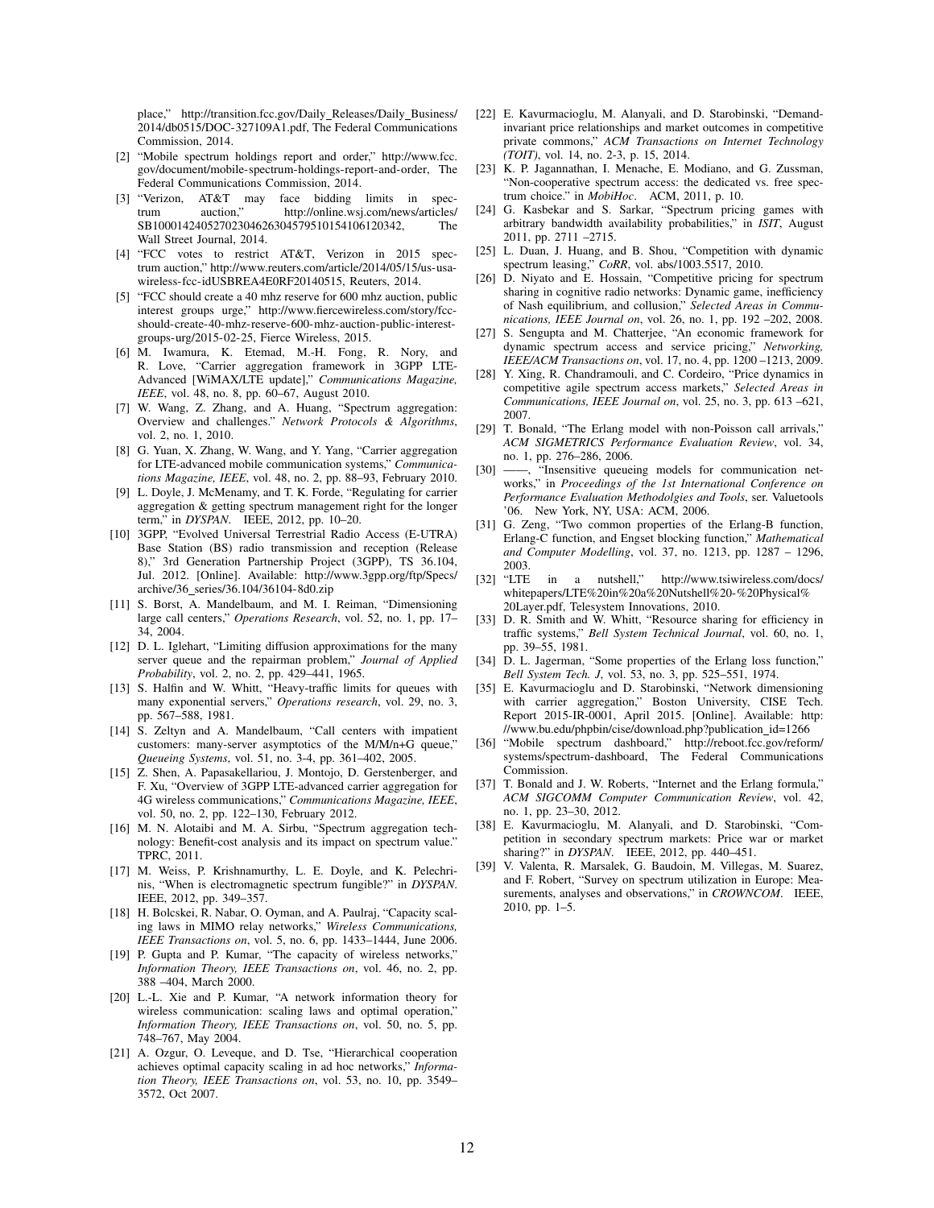place," http://transition.fcc.gov/Daily_Releases/Daily_Business/2014/db0515/DOC-327109A1.pdf, The Federal Communications Commission, 2014.

[2] "Mobile spectrum holdings report and order," http://www.fcc.gov/document/mobile-spectrum-holdings-report-and-order, The Federal Communications Commission, 2014.

[3] "Verizon, AT&T may face bidding limits in spectrum auction," http://online.wsj.com/news/articles/SB10001424052702304626304579510154106120342, The Wall Street Journal, 2014.

[4] "FCC votes to restrict AT&T, Verizon in 2015 spectrum auction," http://www.reuters.com/article/2014/05/15/us-usa-wireless-fcc-idUSBREA4E0RF20140515, Reuters, 2014.

[5] "FCC should create a 40 mhz reserve for 600 mhz auction, public interest groups urge," http://www.fiercewireless.com/story/fcc-should-create-40-mhz-reserve-600-mhz-auction-public-interest-groups-urg/2015-02-25, Fierce Wireless, 2015.

[6] M. Iwamura, K. Etemad, M.-H. Fong, R. Nory, and R. Love, "Carrier aggregation framework in 3GPP LTE-Advanced [WiMAX/LTE update]," *Communications Magazine, IEEE*, vol. 48, no. 8, pp. 60–67, August 2010.

[7] W. Wang, Z. Zhang, and A. Huang, "Spectrum aggregation: Overview and challenges." *Network Protocols & Algorithms*, vol. 2, no. 1, 2010.

[8] G. Yuan, X. Zhang, W. Wang, and Y. Yang, "Carrier aggregation for LTE-advanced mobile communication systems," *Communications Magazine, IEEE*, vol. 48, no. 2, pp. 88–93, February 2010.

[9] L. Doyle, J. McMenamy, and T. K. Forde, "Regulating for carrier aggregation & getting spectrum management right for the longer term," in *DYSPAN*. IEEE, 2012, pp. 10–20.

[10] 3GPP, "Evolved Universal Terrestrial Radio Access (E-UTRA) Base Station (BS) radio transmission and reception (Release 8)," 3rd Generation Partnership Project (3GPP), TS 36.104, Jul. 2012. [Online]. Available: http://www.3gpp.org/ftp/Specs/archive/36_series/36.104/36104-8d0.zip

[11] S. Borst, A. Mandelbaum, and M. I. Reiman, "Dimensioning large call centers," *Operations Research*, vol. 52, no. 1, pp. 17–34, 2004.

[12] D. L. Iglehart, "Limiting diffusion approximations for the many server queue and the repairman problem," *Journal of Applied Probability*, vol. 2, no. 2, pp. 429–441, 1965.

[13] S. Halfin and W. Whitt, "Heavy-traffic limits for queues with many exponential servers," *Operations research*, vol. 29, no. 3, pp. 567–588, 1981.

[14] S. Zeltyn and A. Mandelbaum, "Call centers with impatient customers: many-server asymptotics of the M/M/n+G queue," *Queueing Systems*, vol. 51, no. 3-4, pp. 361–402, 2005.

[15] Z. Shen, A. Papasakellariou, J. Montojo, D. Gerstenberger, and F. Xu, "Overview of 3GPP LTE-advanced carrier aggregation for 4G wireless communications," *Communications Magazine, IEEE*, vol. 50, no. 2, pp. 122–130, February 2012.

[16] M. N. Alotaibi and M. A. Sirbu, "Spectrum aggregation technology: Benefit-cost analysis and its impact on spectrum value." TPRC, 2011.

[17] M. Weiss, P. Krishnamurthy, L. E. Doyle, and K. Pelechrinis, "When is electromagnetic spectrum fungible?" in *DYSPAN*. IEEE, 2012, pp. 349–357.

[18] H. Bolcskei, R. Nabar, O. Oyman, and A. Paulraj, "Capacity scaling laws in MIMO relay networks," *Wireless Communications, IEEE Transactions on*, vol. 5, no. 6, pp. 1433–1444, June 2006.

[19] P. Gupta and P. Kumar, "The capacity of wireless networks," *Information Theory, IEEE Transactions on*, vol. 46, no. 2, pp. 388 –404, March 2000.

[20] L.-L. Xie and P. Kumar, "A network information theory for wireless communication: scaling laws and optimal operation," *Information Theory, IEEE Transactions on*, vol. 50, no. 5, pp. 748–767, May 2004.

[21] A. Ozgur, O. Leveque, and D. Tse, "Hierarchical cooperation achieves optimal capacity scaling in ad hoc networks," *Information Theory, IEEE Transactions on*, vol. 53, no. 10, pp. 3549–3572, Oct 2007.

[22] E. Kavurmacioglu, M. Alanyali, and D. Starobinski, "Demand-invariant price relationships and market outcomes in competitive private commons," *ACM Transactions on Internet Technology (TOIT)*, vol. 14, no. 2-3, p. 15, 2014.

[23] K. P. Jagannathan, I. Menache, E. Modiano, and G. Zussman, "Non-cooperative spectrum access: the dedicated vs. free spectrum choice." in *MobiHoc*. ACM, 2011, p. 10.

[24] G. Kasbekar and S. Sarkar, "Spectrum pricing games with arbitrary bandwidth availability probabilities," in *ISIT*, August 2011, pp. 2711 –2715.

[25] L. Duan, J. Huang, and B. Shou, "Competition with dynamic spectrum leasing," *CoRR*, vol. abs/1003.5517, 2010.

[26] D. Niyato and E. Hossain, "Competitive pricing for spectrum sharing in cognitive radio networks: Dynamic game, inefficiency of Nash equilibrium, and collusion," *Selected Areas in Communications, IEEE Journal on*, vol. 26, no. 1, pp. 192 –202, 2008.

[27] S. Sengupta and M. Chatterjee, "An economic framework for dynamic spectrum access and service pricing," *Networking, IEEE/ACM Transactions on*, vol. 17, no. 4, pp. 1200 –1213, 2009.

[28] Y. Xing, R. Chandramouli, and C. Cordeiro, "Price dynamics in competitive agile spectrum access markets," *Selected Areas in Communications, IEEE Journal on*, vol. 25, no. 3, pp. 613 –621, 2007.

[29] T. Bonald, "The Erlang model with non-Poisson call arrivals," *ACM SIGMETRICS Performance Evaluation Review*, vol. 34, no. 1, pp. 276–286, 2006.

[30] ——, "Insensitive queueing models for communication networks," in *Proceedings of the 1st International Conference on Performance Evaluation Methodolgies and Tools*, ser. Valuetools '06. New York, NY, USA: ACM, 2006.

[31] G. Zeng, "Two common properties of the Erlang-B function, Erlang-C function, and Engset blocking function," *Mathematical and Computer Modelling*, vol. 37, no. 1213, pp. 1287 – 1296, 2003.

[32] "LTE in a nutshell," http://www.tsiwireless.com/docs/whitepapers/LTE%20in%20a%20Nutshell%20-%20Physical%20Layer.pdf, Telesystem Innovations, 2010.

[33] D. R. Smith and W. Whitt, "Resource sharing for efficiency in traffic systems," *Bell System Technical Journal*, vol. 60, no. 1, pp. 39–55, 1981.

[34] D. L. Jagerman, "Some properties of the Erlang loss function," *Bell System Tech. J*, vol. 53, no. 3, pp. 525–551, 1974.

[35] E. Kavurmacioglu and D. Starobinski, "Network dimensioning with carrier aggregation," Boston University, CISE Tech. Report 2015-IR-0001, April 2015. [Online]. Available: http://www.bu.edu/phpbin/cise/download.php?publication_id=1266

[36] "Mobile spectrum dashboard," http://reboot.fcc.gov/reform/systems/spectrum-dashboard, The Federal Communications Commission.

[37] T. Bonald and J. W. Roberts, "Internet and the Erlang formula," *ACM SIGCOMM Computer Communication Review*, vol. 42, no. 1, pp. 23–30, 2012.

[38] E. Kavurmacioglu, M. Alanyali, and D. Starobinski, "Competition in secondary spectrum markets: Price war or market sharing?" in *DYSPAN*. IEEE, 2012, pp. 440–451.

[39] V. Valenta, R. Marsalek, G. Baudoin, M. Villegas, M. Suarez, and F. Robert, "Survey on spectrum utilization in Europe: Measurements, analyses and observations," in *CROWNCOM*. IEEE, 2010, pp. 1–5.